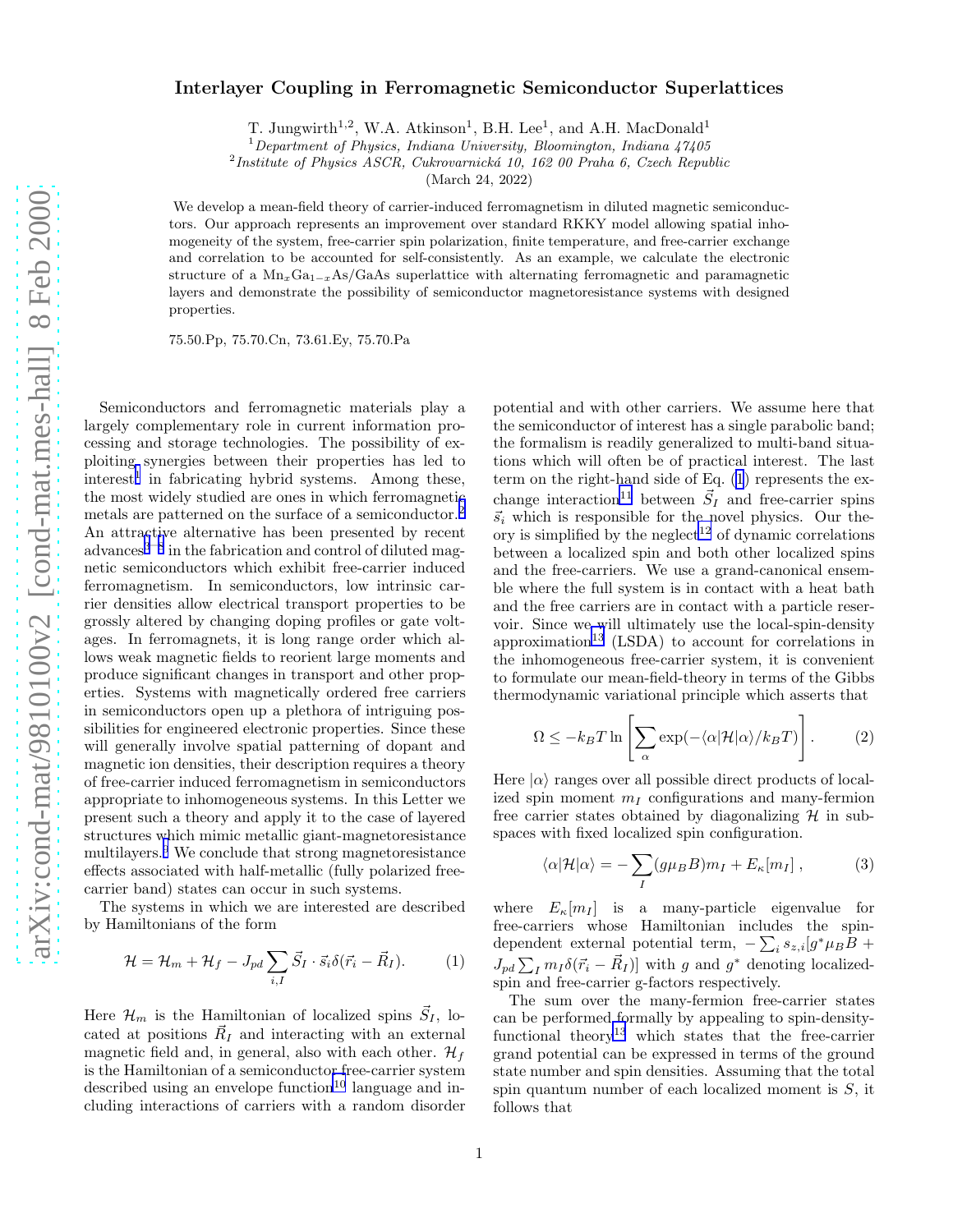# Interlayer Coupling in Ferromagnetic Semiconductor Superlattices

T. Jungwirth[1,2], W.A. Atkinson[1], B.H. Lee[1], and A.H. MacDonald[1]

[1] *Department of Physics, Indiana University, Bloomington, Indiana 47405*

[2] *Institute of Physics ASCR, Cukrovarnická 10, 162 00 Praha 6, Czech Republic*

(March 24, 2022)

We develop a mean-field theory of carrier-induced ferromagnetism in diluted magnetic semiconductors. Our approach represents an improvement over standard RKKY model allowing spatial inhomogeneity of the system, free-carrier spin polarization, finite temperature, and free-carrier exchange and correlation to be accounted for self-consistently. As an example, we calculate the electronic structure of a $Mn_xGa_{1-x}As$/GaAs superlattice with alternating ferromagnetic and paramagnetic layers and demonstrate the possibility of semiconductor magnetoresistance systems with designed properties.

75.50.Pp, 75.70.Cn, 73.61.Ey, 75.70.Pa

Semiconductors and ferromagnetic materials play a largely complementary role in current information processing and storage technologies. The possibility of exploiting synergies between their properties has led to interest[1] in fabricating hybrid systems. Among these, the most widely studied are ones in which ferromagnetic metals are patterned on the surface of a semiconductor.[2] An attractive alternative has been presented by recent advances[3–8] in the fabrication and control of diluted magnetic semiconductors which exhibit free-carrier induced ferromagnetism. In semiconductors, low intrinsic carrier densities allow electrical transport properties to be grossly altered by changing doping profiles or gate voltages. In ferromagnets, it is long range order which allows weak magnetic fields to reorient large moments and produce significant changes in transport and other properties. Systems with magnetically ordered free carriers in semiconductors open up a plethora of intriguing possibilities for engineered electronic properties. Since these will generally involve spatial patterning of dopant and magnetic ion densities, their description requires a theory of free-carrier induced ferromagnetism in semiconductors appropriate to inhomogeneous systems. In this Letter we present such a theory and apply it to the case of layered structures which mimic metallic giant-magnetoresistance multilayers.[9] We conclude that strong magnetoresistance effects associated with half-metallic (fully polarized free-carrier band) states can occur in such systems.

The systems in which we are interested are described by Hamiltonians of the form

$$\mathcal{H} = \mathcal{H}_m + \mathcal{H}_f - J_{pd} \sum_{i,I} \vec{S}_I \cdot \vec{s}_i \delta(\vec{r}_i - \vec{R}_I). \tag{1}$$

Here $\mathcal{H}_m$ is the Hamiltonian of localized spins $\vec{S}_I$, located at positions $\vec{R}_I$ and interacting with an external magnetic field and, in general, also with each other. $\mathcal{H}_f$ is the Hamiltonian of a semiconductor free-carrier system described using an envelope function[10] language and including interactions of carriers with a random disorder potential and with other carriers. We assume here that the semiconductor of interest has a single parabolic band; the formalism is readily generalized to multi-band situations which will often be of practical interest. The last term on the right-hand side of Eq. (1) represents the exchange interaction[11] between $\vec{S}_I$ and free-carrier spins $\vec{s}_i$ which is responsible for the novel physics. Our theory is simplified by the neglect[12] of dynamic correlations between a localized spin and both other localized spins and the free-carriers. We use a grand-canonical ensemble where the full system is in contact with a heat bath and the free carriers are in contact with a particle reservoir. Since we will ultimately use the local-spin-density approximation[13] (LSDA) to account for correlations in the inhomogeneous free-carrier system, it is convenient to formulate our mean-field-theory in terms of the Gibbs thermodynamic variational principle which asserts that

$$\Omega \leq -k_B T \ln \left[ \sum_\alpha \exp(-\langle \alpha | \mathcal{H} | \alpha \rangle / k_B T) \right]. \tag{2}$$

Here $|\alpha\rangle$ ranges over all possible direct products of localized spin moment $m_I$ configurations and many-fermion free carrier states obtained by diagonalizing $\mathcal{H}$ in subspaces with fixed localized spin configuration.

$$\langle \alpha | \mathcal{H} | \alpha \rangle = -\sum_I (g \mu_B B) m_I + E_\kappa [m_I] \,, \tag{3}$$

where $E_\kappa[m_I]$ is a many-particle eigenvalue for free-carriers whose Hamiltonian includes the spin-dependent external potential term, $-\sum_i s_{z,i}[g^* \mu_B B + J_{pd} \sum_I m_I \delta(\vec{r}_i - \vec{R}_I)]$ with $g$ and $g^*$ denoting localized-spin and free-carrier g-factors respectively.

The sum over the many-fermion free-carrier states can be performed formally by appealing to spin-density-functional theory[13] which states that the free-carrier grand potential can be expressed in terms of the ground state number and spin densities. Assuming that the total spin quantum number of each localized moment is $S$, it follows that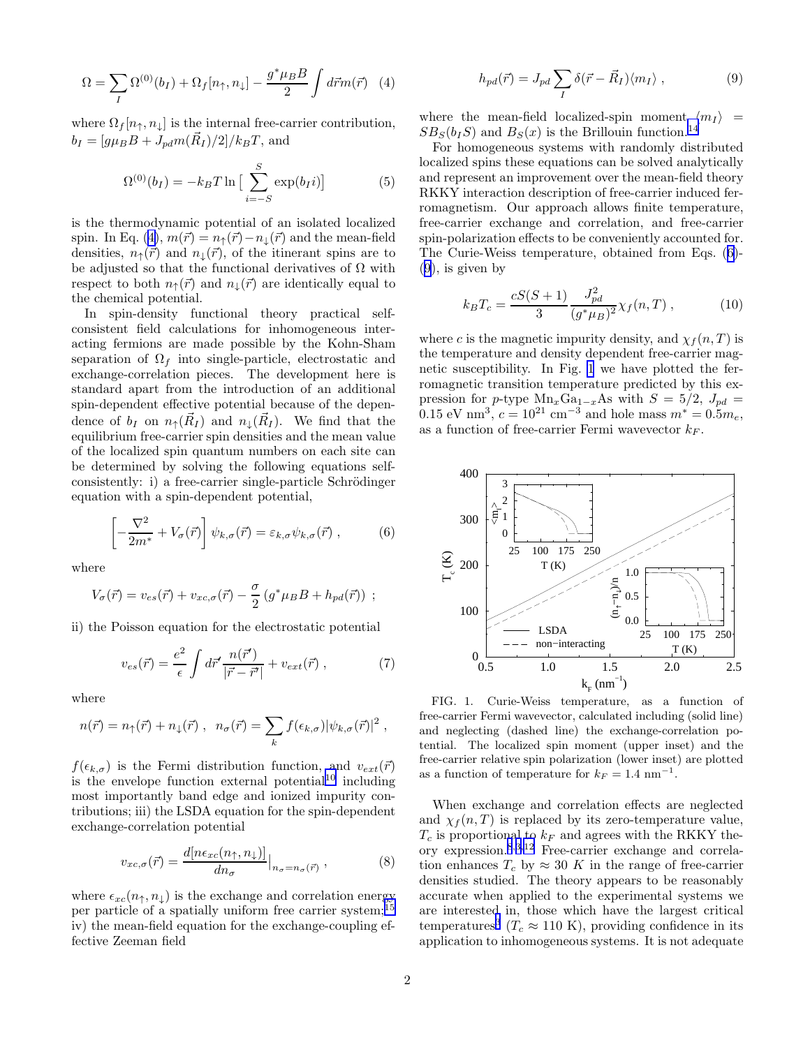$$\Omega = \sum_I \Omega^{(0)}(b_I) + \Omega_f[n_\uparrow, n_\downarrow] - \frac{g^* \mu_B B}{2} \int d\vec{r} m(\vec{r}) \quad (4)$$

where $\Omega_f[n_\uparrow, n_\downarrow]$ is the internal free-carrier contribution, $b_I = [g\mu_B B + J_{pd} m(\vec{R}_I)/2]/k_B T$, and

$$\Omega^{(0)}(b_I) = -k_B T \ln \Big[ \sum_{i=-S}^{S} \exp(b_I i) \Big] \quad (5)$$

is the thermodynamic potential of an isolated localized spin. In Eq. (4), $m(\vec{r}) = n_\uparrow(\vec{r}) - n_\downarrow(\vec{r})$ and the mean-field densities, $n_\uparrow(\vec{r})$ and $n_\downarrow(\vec{r})$, of the itinerant spins are to be adjusted so that the functional derivatives of $\Omega$ with respect to both $n_\uparrow(\vec{r})$ and $n_\downarrow(\vec{r})$ are identically equal to the chemical potential.

In spin-density functional theory practical self-consistent field calculations for inhomogeneous interacting fermions are made possible by the Kohn-Sham separation of $\Omega_f$ into single-particle, electrostatic and exchange-correlation pieces. The development here is standard apart from the introduction of an additional spin-dependent effective potential because of the dependence of $b_I$ on $n_\uparrow(\vec{R}_I)$ and $n_\downarrow(\vec{R}_I)$. We find that the equilibrium free-carrier spin densities and the mean value of the localized spin quantum numbers on each site can be determined by solving the following equations self-consistently: i) a free-carrier single-particle Schrödinger equation with a spin-dependent potential,

$$\left[ -\frac{\nabla^2}{2m^*} + V_\sigma(\vec{r}) \right] \psi_{k,\sigma}(\vec{r}) = \varepsilon_{k,\sigma} \psi_{k,\sigma}(\vec{r}) \,, \quad (6)$$

where

$$V_\sigma(\vec{r}) = v_{es}(\vec{r}) + v_{xc,\sigma}(\vec{r}) - \frac{\sigma}{2} \left( g^* \mu_B B + h_{pd}(\vec{r}) \right) \; ;$$

ii) the Poisson equation for the electrostatic potential

$$v_{es}(\vec{r}) = \frac{e^2}{\epsilon} \int d\vec{r}' \frac{n(\vec{r}')}{|\vec{r} - \vec{r}'|} + v_{ext}(\vec{r}) \,, \quad (7)$$

where

$$n(\vec{r}) = n_\uparrow(\vec{r}) + n_\downarrow(\vec{r}) \,, \;\; n_\sigma(\vec{r}) = \sum_k f(\epsilon_{k,\sigma}) |\psi_{k,\sigma}(\vec{r})|^2 \,,$$

$f(\epsilon_{k,\sigma})$ is the Fermi distribution function, and $v_{ext}(\vec{r})$ is the envelope function external potential[10] including most importantly band edge and ionized impurity contributions; iii) the LSDA equation for the spin-dependent exchange-correlation potential

$$v_{xc,\sigma}(\vec{r}) = \frac{d[n\epsilon_{xc}(n_\uparrow, n_\downarrow)]}{dn_\sigma} \Big|_{n_\sigma = n_\sigma(\vec{r})} \,, \quad (8)$$

where $\epsilon_{xc}(n_\uparrow, n_\downarrow)$ is the exchange and correlation energy per particle of a spatially uniform free carrier system;[15] iv) the mean-field equation for the exchange-coupling effective Zeeman field

$$h_{pd}(\vec{r}) = J_{pd} \sum_I \delta(\vec{r} - \vec{R}_I) \langle m_I \rangle \,, \quad (9)$$

where the mean-field localized-spin moment $\langle m_I \rangle = S B_S(b_I S)$ and $B_S(x)$ is the Brillouin function.[14]

For homogeneous systems with randomly distributed localized spins these equations can be solved analytically and represent an improvement over the mean-field theory RKKY interaction description of free-carrier induced ferromagnetism. Our approach allows finite temperature, free-carrier exchange and correlation, and free-carrier spin-polarization effects to be conveniently accounted for. The Curie-Weiss temperature, obtained from Eqs. (6)-(9), is given by

$$k_B T_c = \frac{c S(S+1)}{3} \frac{J_{pd}^2}{(g^* \mu_B)^2} \chi_f(n, T) \,, \quad (10)$$

where $c$ is the magnetic impurity density, and $\chi_f(n,T)$ is the temperature and density dependent free-carrier magnetic susceptibility. In Fig. 1 we have plotted the ferromagnetic transition temperature predicted by this expression for *p*-type $Mn_x Ga_{1-x} As$ with $S = 5/2$, $J_{pd} = 0.15$ eV nm$^3$, $c = 10^{21}$ cm$^{-3}$ and hole mass $m^* = 0.5 m_e$, as a function of free-carrier Fermi wavevector $k_F$.

FIG. 1. Curie-Weiss temperature, as a function of free-carrier Fermi wavevector, calculated including (solid line) and neglecting (dashed line) the exchange-correlation potential. The localized spin moment (upper inset) and the free-carrier relative spin polarization (lower inset) are plotted as a function of temperature for $k_F = 1.4$ nm$^{-1}$.

When exchange and correlation effects are neglected and $\chi_f(n,T)$ is replaced by its zero-temperature value, $T_c$ is proportional to $k_F$ and agrees with the RKKY theory expression.[8,9,12] Free-carrier exchange and correlation enhances $T_c$ by $\approx 30$ $K$ in the range of free-carrier densities studied. The theory appears to be reasonably accurate when applied to the experimental systems we are interested in, those which have the largest critical temperatures[3] ($T_c \approx 110$ K), providing confidence in its application to inhomogeneous systems. It is not adequate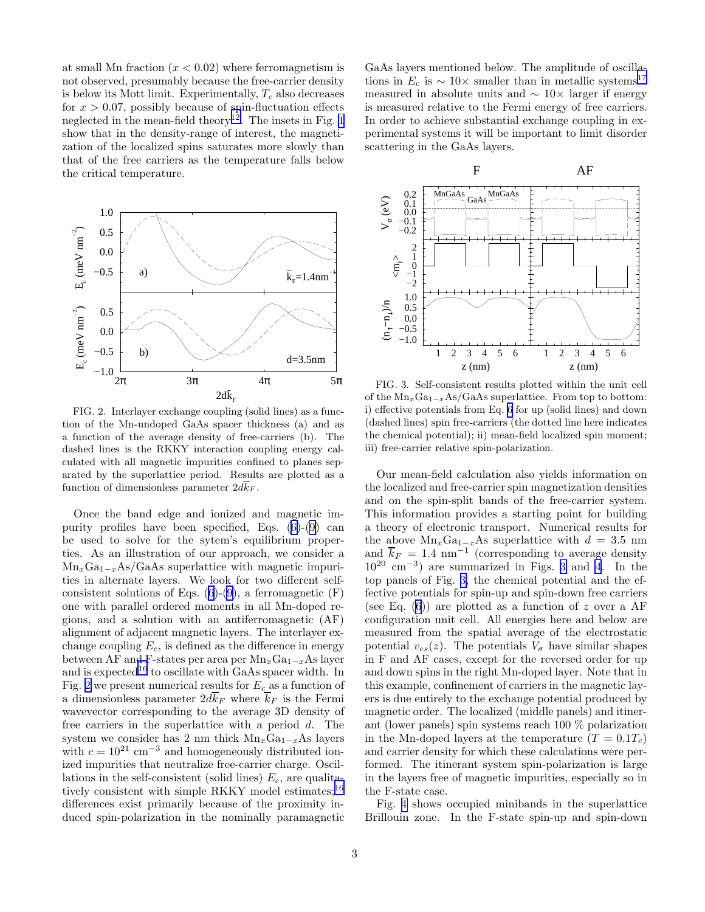at small Mn fraction ($x < 0.02$) where ferromagnetism is not observed, presumably because the free-carrier density is below its Mott limit. Experimentally, $T_c$ also decreases for $x > 0.07$, possibly because of spin-fluctuation effects neglected in the mean-field theory[12]. The insets in Fig. 1 show that in the density-range of interest, the magnetization of the localized spins saturates more slowly than that of the free carriers as the temperature falls below the critical temperature.

FIG. 2. Interlayer exchange coupling (solid lines) as a function of the Mn-undoped GaAs spacer thickness (a) and as a function of the average density of free-carriers (b). The dashed lines is the RKKY interaction coupling energy calculated with all magnetic impurities confined to planes separated by the superlattice period. Results are plotted as a function of dimensionless parameter $2d\bar{k}_F$.

Once the band edge and ionized and magnetic impurity profiles have been specified, Eqs. (6)-(9) can be used to solve for the sytem's equilibrium properties. As an illustration of our approach, we consider a $\mathrm{Mn}_x\mathrm{Ga}_{1-x}\mathrm{As}$/GaAs superlattice with magnetic impurities in alternate layers. We look for two different self-consistent solutions of Eqs. (6)-(9), a ferromagnetic (F) one with parallel ordered moments in all Mn-doped regions, and a solution with an antiferromagnetic (AF) alignment of adjacent magnetic layers. The interlayer exchange coupling $E_c$, is defined as the difference in energy between AF and F-states per area per $\mathrm{Mn}_x\mathrm{Ga}_{1-x}\mathrm{As}$ layer and is expected[16] to oscillate with GaAs spacer width. In Fig. 2 we present numerical results for $E_c$ as a function of a dimensionless parameter $2d\bar{k}_F$ where $\bar{k}_F$ is the Fermi wavevector corresponding to the average 3D density of free carriers in the superlattice with a period $d$. The system we consider has 2 nm thick $\mathrm{Mn}_x\mathrm{Ga}_{1-x}\mathrm{As}$ layers with $c = 10^{21}$ cm$^{-3}$ and homogeneously distributed ionized impurities that neutralize free-carrier charge. Oscillations in the self-consistent (solid lines) $E_c$, are qualitatively consistent with simple RKKY model estimates;[16] differences exist primarily because of the proximity induced spin-polarization in the nominally paramagnetic GaAs layers mentioned below. The amplitude of oscillations in $E_c$ is $\sim 10\times$ smaller than in metallic systems[17] measured in absolute units and $\sim 10\times$ larger if energy is measured relative to the Fermi energy of free carriers. In order to achieve substantial exchange coupling in experimental systems it will be important to limit disorder scattering in the GaAs layers.

FIG. 3. Self-consistent results plotted within the unit cell of the $\mathrm{Mn}_x\mathrm{Ga}_{1-x}\mathrm{As}$/GaAs superlattice. From top to bottom: i) effective potentials from Eq. 6 for up (solid lines) and down (dashed lines) spin free-carriers (the dotted line here indicates the chemical potential); ii) mean-field localized spin moment; iii) free-carrier relative spin-polarization.

Our mean-field calculation also yields information on the localized and free-carrier spin magnetization densities and on the spin-split bands of the free-carrier system. This information provides a starting point for building a theory of electronic transport. Numerical results for the above $\mathrm{Mn}_x\mathrm{Ga}_{1-x}\mathrm{As}$ superlattice with $d = 3.5$ nm and $\bar{k}_F = 1.4$ nm$^{-1}$ (corresponding to average density $10^{20}$ cm$^{-3}$) are summarized in Figs. 3 and 4. In the top panels of Fig. 3, the chemical potential and the effective potentials for spin-up and spin-down free carriers (see Eq. (6)) are plotted as a function of $z$ over a AF configuration unit cell. All energies here and below are measured from the spatial average of the electrostatic potential $v_{es}(z)$. The potentials $V_\sigma$ have similar shapes in F and AF cases, except for the reversed order for up and down spins in the right Mn-doped layer. Note that in this example, confinement of carriers in the magnetic layers is due entirely to the exchange potential produced by magnetic order. The localized (middle panels) and itinerant (lower panels) spin systems reach 100 % polarization in the Mn-doped layers at the temperature ($T = 0.1T_c$) and carrier density for which these calculations were performed. The itinerant system spin-polarization is large in the layers free of magnetic impurities, especially so in the F-state case.

Fig. 4 shows occupied minibands in the superlattice Brillouin zone. In the F-state spin-up and spin-down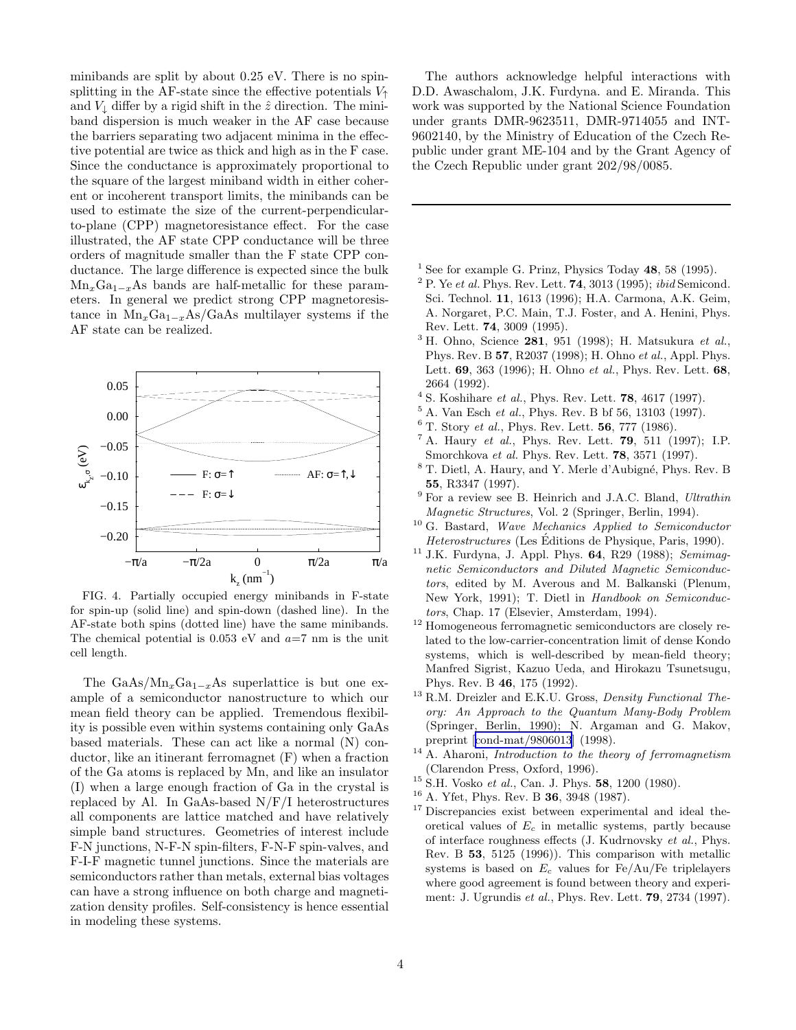minibands are split by about 0.25 eV. There is no spin-splitting in the AF-state since the effective potentials $V_\uparrow$ and $V_\downarrow$ differ by a rigid shift in the $\hat{z}$ direction. The miniband dispersion is much weaker in the AF case because the barriers separating two adjacent minima in the effective potential are twice as thick and high as in the F case. Since the conductance is approximately proportional to the square of the largest miniband width in either coherent or incoherent transport limits, the minibands can be used to estimate the size of the current-perpendicular-to-plane (CPP) magnetoresistance effect. For the case illustrated, the AF state CPP conductance will be three orders of magnitude smaller than the F state CPP conductance. The large difference is expected since the bulk $Mn_xGa_{1-x}As$ bands are half-metallic for these parameters. In general we predict strong CPP magnetoresistance in $Mn_xGa_{1-x}As$/GaAs multilayer systems if the AF state can be realized.

0.05
0.00
−0.05
−0.10
−0.15
−0.20
$\varepsilon_{k_z,\sigma}$ (eV)
F: σ=↑
F: σ=↓
AF: σ=↑,↓
−π/a
−π/2a
0
π/2a
π/a
$k_z$ (nm$^{-1}$)

FIG. 4. Partially occupied energy minibands in F-state for spin-up (solid line) and spin-down (dashed line). In the AF-state both spins (dotted line) have the same minibands. The chemical potential is 0.053 eV and $a$=7 nm is the unit cell length.

The GaAs/$Mn_xGa_{1-x}As$ superlattice is but one example of a semiconductor nanostructure to which our mean field theory can be applied. Tremendous flexibility is possible even within systems containing only GaAs based materials. These can act like a normal (N) conductor, like an itinerant ferromagnet (F) when a fraction of the Ga atoms is replaced by Mn, and like an insulator (I) when a large enough fraction of Ga in the crystal is replaced by Al. In GaAs-based N/F/I heterostructures all components are lattice matched and have relatively simple band structures. Geometries of interest include F-N junctions, N-F-N spin-filters, F-N-F spin-valves, and F-I-F magnetic tunnel junctions. Since the materials are semiconductors rather than metals, external bias voltages can have a strong influence on both charge and magnetization density profiles. Self-consistency is hence essential in modeling these systems.

The authors acknowledge helpful interactions with D.D. Awaschalom, J.K. Furdyna. and E. Miranda. This work was supported by the National Science Foundation under grants DMR-9623511, DMR-9714055 and INT-9602140, by the Ministry of Education of the Czech Republic under grant ME-104 and by the Grant Agency of the Czech Republic under grant 202/98/0085.

---

[1] See for example G. Prinz, Physics Today **48**, 58 (1995).

[2] P. Ye *et al.* Phys. Rev. Lett. **74**, 3013 (1995); *ibid* Semicond. Sci. Technol. **11**, 1613 (1996); H.A. Carmona, A.K. Geim, A. Norgaret, P.C. Main, T.J. Foster, and A. Henini, Phys. Rev. Lett. **74**, 3009 (1995).

[3] H. Ohno, Science **281**, 951 (1998); H. Matsukura *et al.*, Phys. Rev. B **57**, R2037 (1998); H. Ohno *et al.*, Appl. Phys. Lett. **69**, 363 (1996); H. Ohno *et al.*, Phys. Rev. Lett. **68**, 2664 (1992).

[4] S. Koshihare *et al.*, Phys. Rev. Lett. **78**, 4617 (1997).

[5] A. Van Esch *et al.*, Phys. Rev. B bf 56, 13103 (1997).

[6] T. Story *et al.*, Phys. Rev. Lett. **56**, 777 (1986).

[7] A. Haury *et al.*, Phys. Rev. Lett. **79**, 511 (1997); I.P. Smorchkova *et al.* Phys. Rev. Lett. **78**, 3571 (1997).

[8] T. Dietl, A. Haury, and Y. Merle d'Aubigné, Phys. Rev. B **55**, R3347 (1997).

[9] For a review see B. Heinrich and J.A.C. Bland, *Ultrathin Magnetic Structures*, Vol. 2 (Springer, Berlin, 1994).

[10] G. Bastard, *Wave Mechanics Applied to Semiconductor Heterostructures* (Les Éditions de Physique, Paris, 1990).

[11] J.K. Furdyna, J. Appl. Phys. **64**, R29 (1988); *Semimagnetic Semiconductors and Diluted Magnetic Semiconductors*, edited by M. Averous and M. Balkanski (Plenum, New York, 1991); T. Dietl in *Handbook on Semiconductors*, Chap. 17 (Elsevier, Amsterdam, 1994).

[12] Homogeneous ferromagnetic semiconductors are closely related to the low-carrier-concentration limit of dense Kondo systems, which is well-described by mean-field theory; Manfred Sigrist, Kazuo Ueda, and Hirokazu Tsunetsugu, Phys. Rev. B **46**, 175 (1992).

[13] R.M. Dreizler and E.K.U. Gross, *Density Functional Theory: An Approach to the Quantum Many-Body Problem* (Springer, Berlin, 1990); N. Argaman and G. Makov, preprint [cond-mat/9806013] (1998).

[14] A. Aharoni, *Introduction to the theory of ferromagnetism* (Clarendon Press, Oxford, 1996).

[15] S.H. Vosko *et al.*, Can. J. Phys. **58**, 1200 (1980).

[16] A. Yfet, Phys. Rev. B **36**, 3948 (1987).

[17] Discrepancies exist between experimental and ideal theoretical values of $E_c$ in metallic systems, partly because of interface roughness effects (J. Kudrnovsky *et al.*, Phys. Rev. B **53**, 5125 (1996)). This comparison with metallic systems is based on $E_c$ values for Fe/Au/Fe triplelayers where good agreement is found between theory and experiment: J. Ugrundis *et al.*, Phys. Rev. Lett. **79**, 2734 (1997).